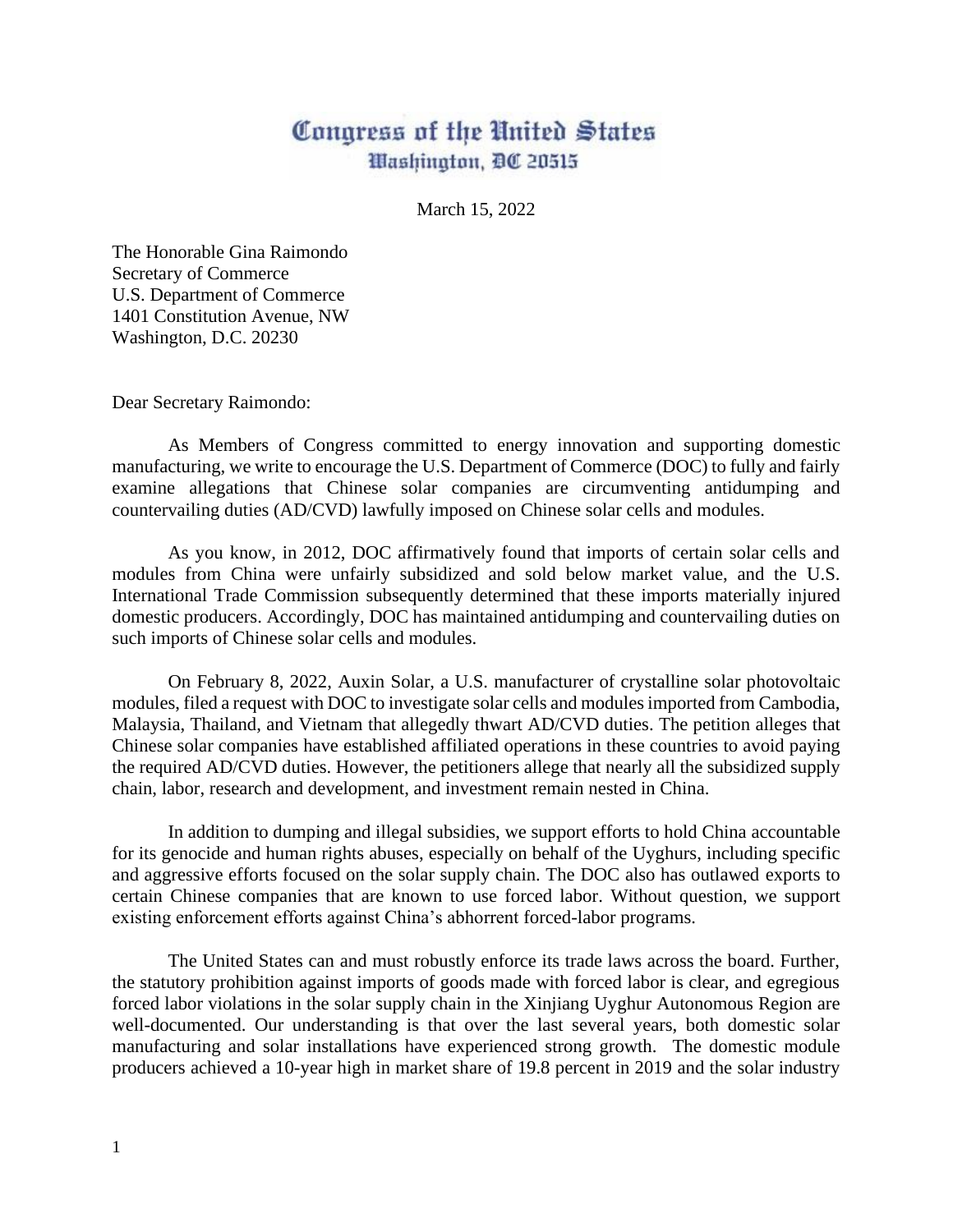# Congress of the United States
## Washington, DC 20515

March 15, 2022

The Honorable Gina Raimondo
Secretary of Commerce
U.S. Department of Commerce
1401 Constitution Avenue, NW
Washington, D.C. 20230

Dear Secretary Raimondo:

As Members of Congress committed to energy innovation and supporting domestic manufacturing, we write to encourage the U.S. Department of Commerce (DOC) to fully and fairly examine allegations that Chinese solar companies are circumventing antidumping and countervailing duties (AD/CVD) lawfully imposed on Chinese solar cells and modules.

As you know, in 2012, DOC affirmatively found that imports of certain solar cells and modules from China were unfairly subsidized and sold below market value, and the U.S. International Trade Commission subsequently determined that these imports materially injured domestic producers. Accordingly, DOC has maintained antidumping and countervailing duties on such imports of Chinese solar cells and modules.

On February 8, 2022, Auxin Solar, a U.S. manufacturer of crystalline solar photovoltaic modules, filed a request with DOC to investigate solar cells and modules imported from Cambodia, Malaysia, Thailand, and Vietnam that allegedly thwart AD/CVD duties. The petition alleges that Chinese solar companies have established affiliated operations in these countries to avoid paying the required AD/CVD duties. However, the petitioners allege that nearly all the subsidized supply chain, labor, research and development, and investment remain nested in China.

In addition to dumping and illegal subsidies, we support efforts to hold China accountable for its genocide and human rights abuses, especially on behalf of the Uyghurs, including specific and aggressive efforts focused on the solar supply chain. The DOC also has outlawed exports to certain Chinese companies that are known to use forced labor. Without question, we support existing enforcement efforts against China's abhorrent forced-labor programs.

The United States can and must robustly enforce its trade laws across the board. Further, the statutory prohibition against imports of goods made with forced labor is clear, and egregious forced labor violations in the solar supply chain in the Xinjiang Uyghur Autonomous Region are well-documented. Our understanding is that over the last several years, both domestic solar manufacturing and solar installations have experienced strong growth. The domestic module producers achieved a 10-year high in market share of 19.8 percent in 2019 and the solar industry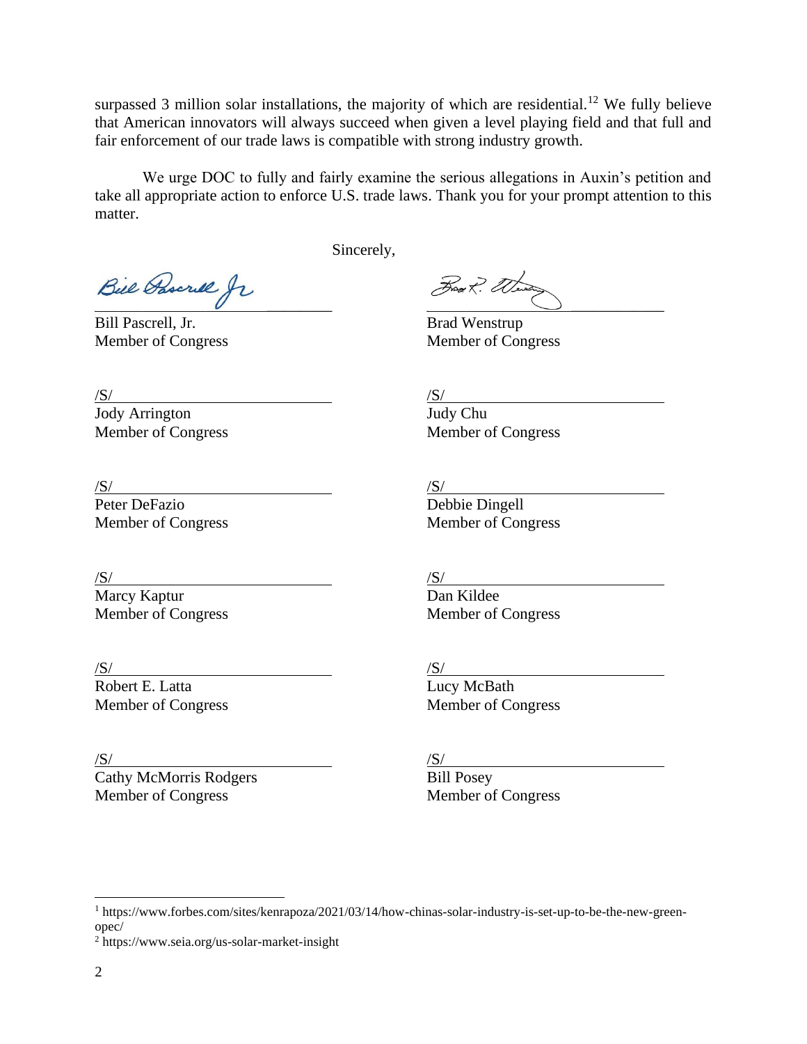surpassed 3 million solar installations, the majority of which are residential.[12] We fully believe that American innovators will always succeed when given a level playing field and that full and fair enforcement of our trade laws is compatible with strong industry growth.

We urge DOC to fully and fairly examine the serious allegations in Auxin's petition and take all appropriate action to enforce U.S. trade laws. Thank you for your prompt attention to this matter.

Sincerely,

Bill Pascrell, Jr.
Member of Congress

Brad Wenstrup
Member of Congress

/S/
Jody Arrington
Member of Congress

/S/
Judy Chu
Member of Congress

/S/
Peter DeFazio
Member of Congress

/S/
Debbie Dingell
Member of Congress

/S/
Marcy Kaptur
Member of Congress

/S/
Dan Kildee
Member of Congress

/S/
Robert E. Latta
Member of Congress

/S/
Lucy McBath
Member of Congress

/S/
Cathy McMorris Rodgers
Member of Congress

/S/
Bill Posey
Member of Congress

---

[1] https://www.forbes.com/sites/kenrapoza/2021/03/14/how-chinas-solar-industry-is-set-up-to-be-the-new-green-opec/

[2] https://www.seia.org/us-solar-market-insight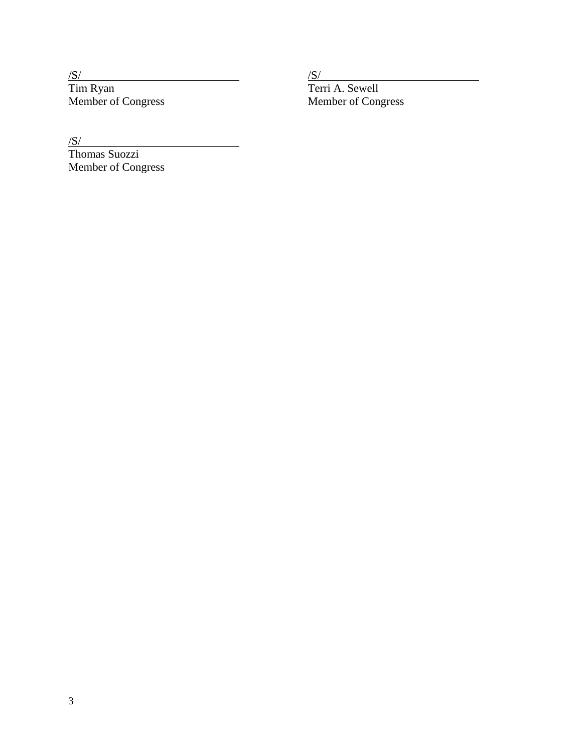/S/
Tim Ryan
Member of Congress

/S/
Terri A. Sewell
Member of Congress

/S/
Thomas Suozzi
Member of Congress